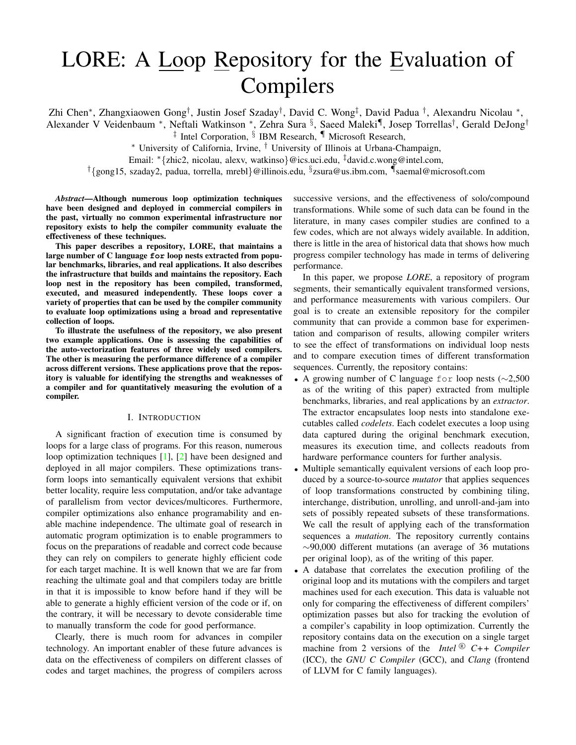# LORE: A Loop Repository for the Evaluation of Compilers

Zhi Chen*, Zhangxiaowen Gong†, Justin Josef Szaday†, David C. Wong‡, David Padua †, Alexandru Nicolau *, Alexander V Veidenbaum *, Neftali Watkinson *, Zehra Sura §, Saeed Maleki¶, Josep Torrellas†, Gerald DeJong†

‡ Intel Corporation, § IBM Research, ¶ Microsoft Research,

* University of California, Irvine, † University of Illinois at Urbana-Champaign,

Email: *{zhic2, nicolau, alexv, watkinso}@ics.uci.edu, ‡david.c.wong@intel.com,

†{gong15, szaday2, padua, torrella, mrebl}@illinois.edu, §zsura@us.ibm.com, ¶saemal@microsoft.com

***Abstract*—Although numerous loop optimization techniques have been designed and deployed in commercial compilers in the past, virtually no common experimental infrastructure nor repository exists to help the compiler community evaluate the effectiveness of these techniques.**

**This paper describes a repository, LORE, that maintains a large number of C language `for` loop nests extracted from popular benchmarks, libraries, and real applications. It also describes the infrastructure that builds and maintains the repository. Each loop nest in the repository has been compiled, transformed, executed, and measured independently. These loops cover a variety of properties that can be used by the compiler community to evaluate loop optimizations using a broad and representative collection of loops.**

**To illustrate the usefulness of the repository, we also present two example applications. One is assessing the capabilities of the auto-vectorization features of three widely used compilers. The other is measuring the performance difference of a compiler across different versions. These applications prove that the repository is valuable for identifying the strengths and weaknesses of a compiler and for quantitatively measuring the evolution of a compiler.**

## I. Introduction

A significant fraction of execution time is consumed by loops for a large class of programs. For this reason, numerous loop optimization techniques [1], [2] have been designed and deployed in all major compilers. These optimizations transform loops into semantically equivalent versions that exhibit better locality, require less computation, and/or take advantage of parallelism from vector devices/multicores. Furthermore, compiler optimizations also enhance programability and enable machine independence. The ultimate goal of research in automatic program optimization is to enable programmers to focus on the preparations of readable and correct code because they can rely on compilers to generate highly efficient code for each target machine. It is well known that we are far from reaching the ultimate goal and that compilers today are brittle in that it is impossible to know before hand if they will be able to generate a highly efficient version of the code or if, on the contrary, it will be necessary to devote considerable time to manually transform the code for good performance.

Clearly, there is much room for advances in compiler technology. An important enabler of these future advances is data on the effectiveness of compilers on different classes of codes and target machines, the progress of compilers across successive versions, and the effectiveness of solo/compound transformations. While some of such data can be found in the literature, in many cases compiler studies are confined to a few codes, which are not always widely available. In addition, there is little in the area of historical data that shows how much progress compiler technology has made in terms of delivering performance.

In this paper, we propose *LORE*, a repository of program segments, their semantically equivalent transformed versions, and performance measurements with various compilers. Our goal is to create an extensible repository for the compiler community that can provide a common base for experimentation and comparison of results, allowing compiler writers to see the effect of transformations on individual loop nests and to compare execution times of different transformation sequences. Currently, the repository contains:

- A growing number of C language `for` loop nests (~2,500 as of the writing of this paper) extracted from multiple benchmarks, libraries, and real applications by an *extractor*. The extractor encapsulates loop nests into standalone executables called *codelets*. Each codelet executes a loop using data captured during the original benchmark execution, measures its execution time, and collects readouts from hardware performance counters for further analysis.
- Multiple semantically equivalent versions of each loop produced by a source-to-source *mutator* that applies sequences of loop transformations constructed by combining tiling, interchange, distribution, unrolling, and unroll-and-jam into sets of possibly repeated subsets of these transformations. We call the result of applying each of the transformation sequences a *mutation*. The repository currently contains ~90,000 different mutations (an average of 36 mutations per original loop), as of the writing of this paper.
- A database that correlates the execution profiling of the original loop and its mutations with the compilers and target machines used for each execution. This data is valuable not only for comparing the effectiveness of different compilers' optimization passes but also for tracking the evolution of a compiler's capability in loop optimization. Currently the repository contains data on the execution on a single target machine from 2 versions of the *Intel® C++ Compiler* (ICC), the *GNU C Compiler* (GCC), and *Clang* (frontend of LLVM for C family languages).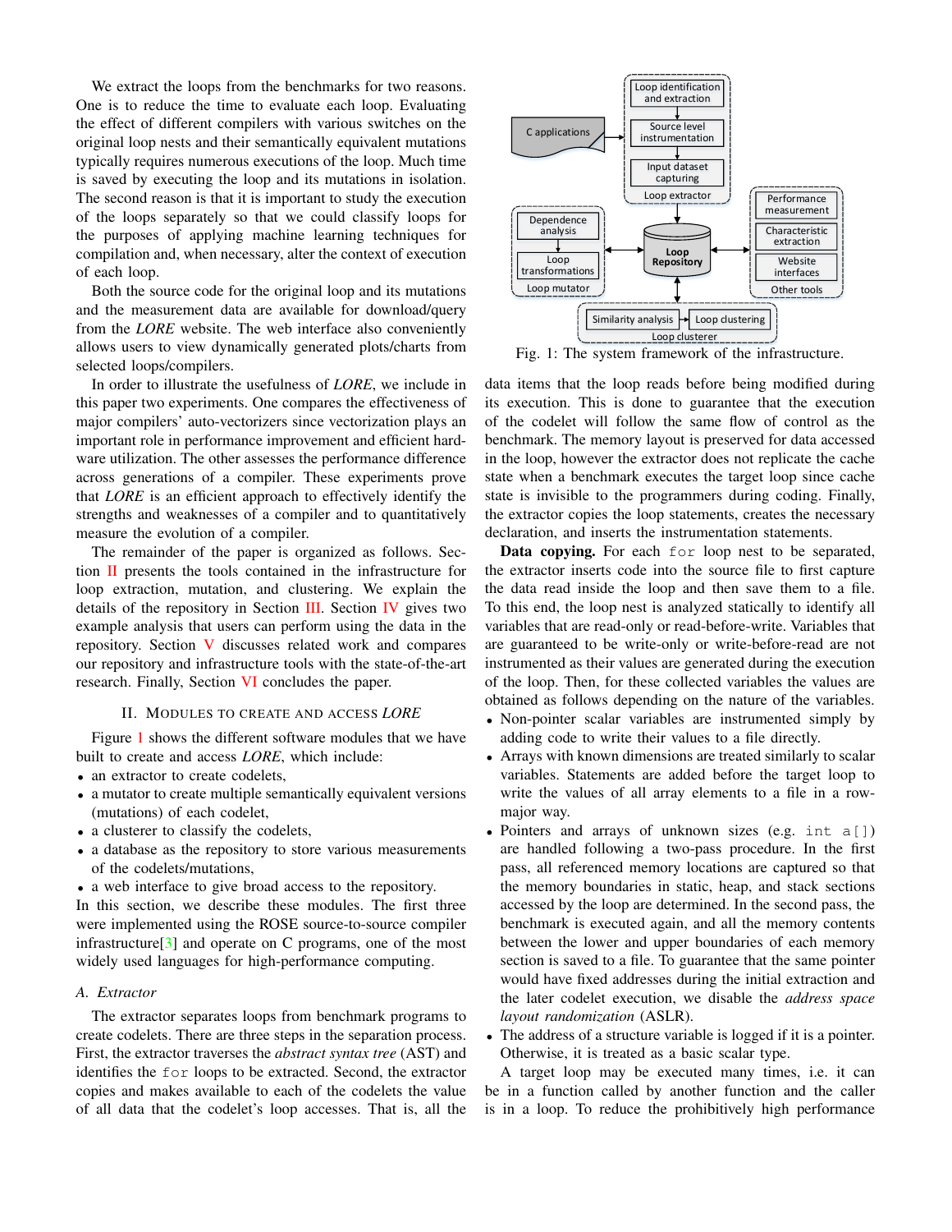We extract the loops from the benchmarks for two reasons. One is to reduce the time to evaluate each loop. Evaluating the effect of different compilers with various switches on the original loop nests and their semantically equivalent mutations typically requires numerous executions of the loop. Much time is saved by executing the loop and its mutations in isolation. The second reason is that it is important to study the execution of the loops separately so that we could classify loops for the purposes of applying machine learning techniques for compilation and, when necessary, alter the context of execution of each loop.

Both the source code for the original loop and its mutations and the measurement data are available for download/query from the *LORE* website. The web interface also conveniently allows users to view dynamically generated plots/charts from selected loops/compilers.

In order to illustrate the usefulness of *LORE*, we include in this paper two experiments. One compares the effectiveness of major compilers' auto-vectorizers since vectorization plays an important role in performance improvement and efficient hardware utilization. The other assesses the performance difference across generations of a compiler. These experiments prove that *LORE* is an efficient approach to effectively identify the strengths and weaknesses of a compiler and to quantitatively measure the evolution of a compiler.

The remainder of the paper is organized as follows. Section II presents the tools contained in the infrastructure for loop extraction, mutation, and clustering. We explain the details of the repository in Section III. Section IV gives two example analysis that users can perform using the data in the repository. Section V discusses related work and compares our repository and infrastructure tools with the state-of-the-art research. Finally, Section VI concludes the paper.

## II. Modules to Create and Access *LORE*

Figure 1 shows the different software modules that we have built to create and access *LORE*, which include:

- an extractor to create codelets,
- a mutator to create multiple semantically equivalent versions (mutations) of each codelet,
- a clusterer to classify the codelets,
- a database as the repository to store various measurements of the codelets/mutations,
- a web interface to give broad access to the repository.

In this section, we describe these modules. The first three were implemented using the ROSE source-to-source compiler infrastructure[3] and operate on C programs, one of the most widely used languages for high-performance computing.

### *A. Extractor*

The extractor separates loops from benchmark programs to create codelets. There are three steps in the separation process. First, the extractor traverses the *abstract syntax tree* (AST) and identifies the `for` loops to be extracted. Second, the extractor copies and makes available to each of the codelets the value of all data that the codelet's loop accesses. That is, all the data items that the loop reads before being modified during its execution. This is done to guarantee that the execution of the codelet will follow the same flow of control as the benchmark. The memory layout is preserved for data accessed in the loop, however the extractor does not replicate the cache state when a benchmark executes the target loop since cache state is invisible to the programmers during coding. Finally, the extractor copies the loop statements, creates the necessary declaration, and inserts the instrumentation statements.

Loop identification and extraction
Source level instrumentation
Input dataset capturing
Loop extractor
C applications
Dependence analysis
Loop transformations
Loop mutator
Loop Repository
Performance measurement
Characteristic extraction
Website interfaces
Other tools
Similarity analysis
Loop clustering
Loop clusterer

Fig. 1: The system framework of the infrastructure.

**Data copying.** For each `for` loop nest to be separated, the extractor inserts code into the source file to first capture the data read inside the loop and then save them to a file. To this end, the loop nest is analyzed statically to identify all variables that are read-only or read-before-write. Variables that are guaranteed to be write-only or write-before-read are not instrumented as their values are generated during the execution of the loop. Then, for these collected variables the values are obtained as follows depending on the nature of the variables.

- Non-pointer scalar variables are instrumented simply by adding code to write their values to a file directly.
- Arrays with known dimensions are treated similarly to scalar variables. Statements are added before the target loop to write the values of all array elements to a file in a row-major way.
- Pointers and arrays of unknown sizes (e.g. `int a[]`) are handled following a two-pass procedure. In the first pass, all referenced memory locations are captured so that the memory boundaries in static, heap, and stack sections accessed by the loop are determined. In the second pass, the benchmark is executed again, and all the memory contents between the lower and upper boundaries of each memory section is saved to a file. To guarantee that the same pointer would have fixed addresses during the initial extraction and the later codelet execution, we disable the *address space layout randomization* (ASLR).
- The address of a structure variable is logged if it is a pointer. Otherwise, it is treated as a basic scalar type.

A target loop may be executed many times, i.e. it can be in a function called by another function and the caller is in a loop. To reduce the prohibitively high performance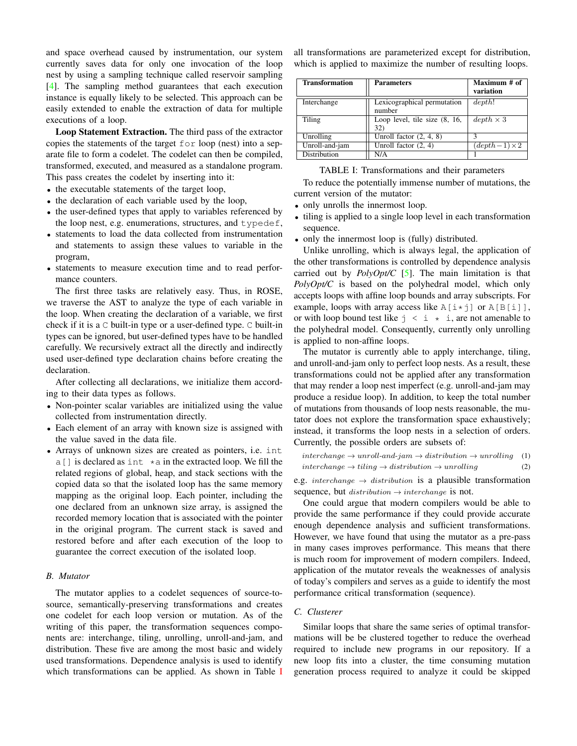and space overhead caused by instrumentation, our system currently saves data for only one invocation of the loop nest by using a sampling technique called reservoir sampling [4]. The sampling method guarantees that each execution instance is equally likely to be selected. This approach can be easily extended to enable the extraction of data for multiple executions of a loop.

**Loop Statement Extraction.** The third pass of the extractor copies the statements of the target `for` loop (nest) into a separate file to form a codelet. The codelet can then be compiled, transformed, executed, and measured as a standalone program. This pass creates the codelet by inserting into it:

- the executable statements of the target loop,
- the declaration of each variable used by the loop,
- the user-defined types that apply to variables referenced by the loop nest, e.g. enumerations, structures, and `typedef`,
- statements to load the data collected from instrumentation and statements to assign these values to variable in the program,
- statements to measure execution time and to read performance counters.

The first three tasks are relatively easy. Thus, in ROSE, we traverse the AST to analyze the type of each variable in the loop. When creating the declaration of a variable, we first check if it is a `C` built-in type or a user-defined type. `C` built-in types can be ignored, but user-defined types have to be handled carefully. We recursively extract all the directly and indirectly used user-defined type declaration chains before creating the declaration.

After collecting all declarations, we initialize them according to their data types as follows.

- Non-pointer scalar variables are initialized using the value collected from instrumentation directly.
- Each element of an array with known size is assigned with the value saved in the data file.
- Arrays of unknown sizes are created as pointers, i.e. `int a[]` is declared as `int *a` in the extracted loop. We fill the related regions of global, heap, and stack sections with the copied data so that the isolated loop has the same memory mapping as the original loop. Each pointer, including the one declared from an unknown size array, is assigned the recorded memory location that is associated with the pointer in the original program. The current stack is saved and restored before and after each execution of the loop to guarantee the correct execution of the isolated loop.

### B. Mutator

The mutator applies to a codelet sequences of source-to-source, semantically-preserving transformations and creates one codelet for each loop version or mutation. As of the writing of this paper, the transformation sequences components are: interchange, tiling, unrolling, unroll-and-jam, and distribution. These five are among the most basic and widely used transformations. Dependence analysis is used to identify which transformations can be applied. As shown in Table I all transformations are parameterized except for distribution, which is applied to maximize the number of resulting loops.

| Transformation | Parameters | Maximum # of variation |
|---|---|---|
| Interchange | Lexicographical permutation number | $depth!$ |
| Tiling | Loop level, tile size (8, 16, 32) | $depth \times 3$ |
| Unrolling | Unroll factor (2, 4, 8) | 3 |
| Unroll-and-jam | Unroll factor (2, 4) | $(depth-1)\times 2$ |
| Distribution | N/A | 1 |

TABLE I: Transformations and their parameters

To reduce the potentially immense number of mutations, the current version of the mutator:

- only unrolls the innermost loop.
- tiling is applied to a single loop level in each transformation sequence.
- only the innermost loop is (fully) distributed.

Unlike unrolling, which is always legal, the application of the other transformations is controlled by dependence analysis carried out by *PolyOpt/C* [5]. The main limitation is that *PolyOpt/C* is based on the polyhedral model, which only accepts loops with affine loop bounds and array subscripts. For example, loops with array access like `A[i*j]` or `A[B[i]]`, or with loop bound test like `j < i * i`, are not amenable to the polyhedral model. Consequently, currently only unrolling is applied to non-affine loops.

The mutator is currently able to apply interchange, tiling, and unroll-and-jam only to perfect loop nests. As a result, these transformations could not be applied after any transformation that may render a loop nest imperfect (e.g. unroll-and-jam may produce a residue loop). In addition, to keep the total number of mutations from thousands of loop nests reasonable, the mutator does not explore the transformation space exhaustively; instead, it transforms the loop nests in a selection of orders. Currently, the possible orders are subsets of:

$$interchange \rightarrow unroll\text{-}and\text{-}jam \rightarrow distribution \rightarrow unrolling \quad (1)$$

$$interchange \rightarrow tiling \rightarrow distribution \rightarrow unrolling \quad (2)$$

e.g. $interchange \rightarrow distribution$ is a plausible transformation sequence, but $distribution \rightarrow interchange$ is not.

One could argue that modern compilers would be able to provide the same performance if they could provide accurate enough dependence analysis and sufficient transformations. However, we have found that using the mutator as a pre-pass in many cases improves performance. This means that there is much room for improvement of modern compilers. Indeed, application of the mutator reveals the weaknesses of analysis of today's compilers and serves as a guide to identify the most performance critical transformation (sequence).

### C. Clusterer

Similar loops that share the same series of optimal transformations will be be clustered together to reduce the overhead required to include new programs in our repository. If a new loop fits into a cluster, the time consuming mutation generation process required to analyze it could be skipped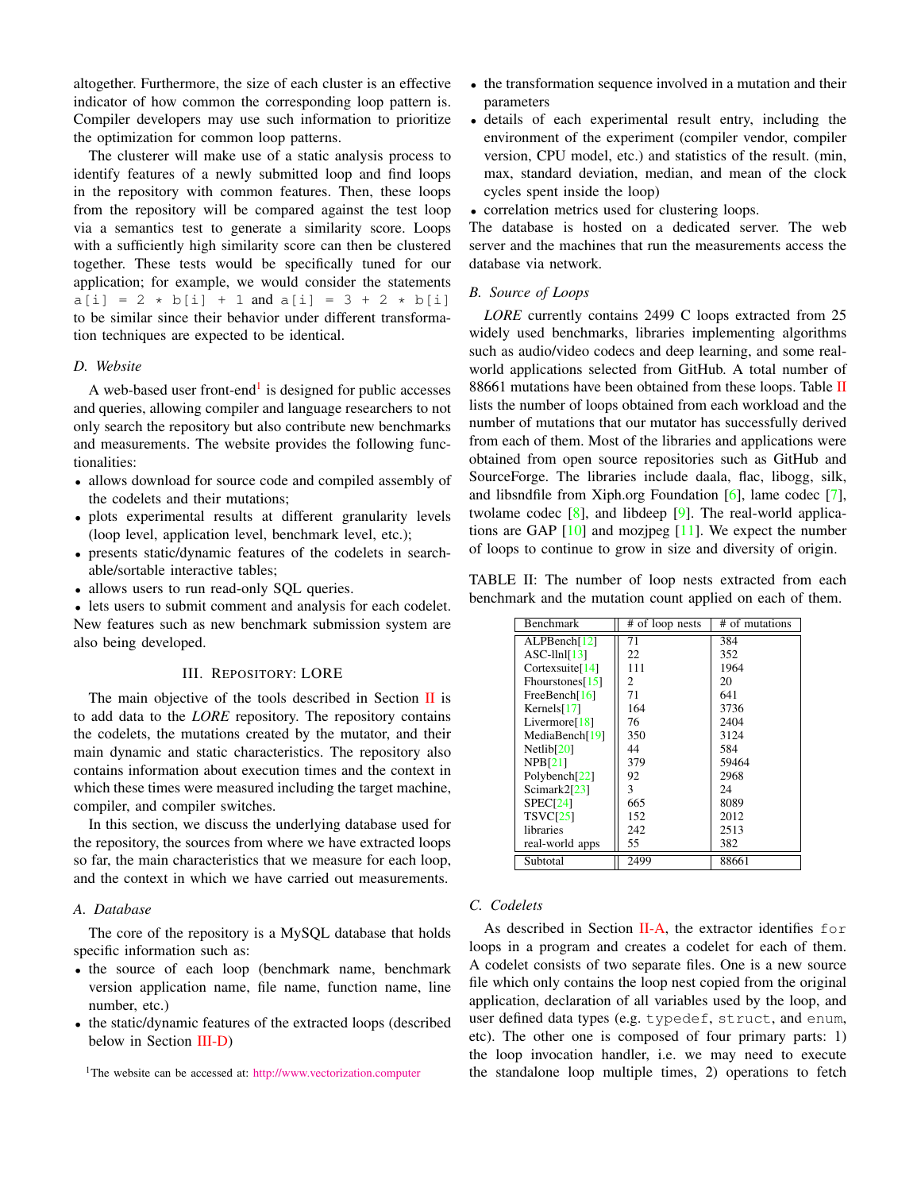altogether. Furthermore, the size of each cluster is an effective indicator of how common the corresponding loop pattern is. Compiler developers may use such information to prioritize the optimization for common loop patterns.

The clusterer will make use of a static analysis process to identify features of a newly submitted loop and find loops in the repository with common features. Then, these loops from the repository will be compared against the test loop via a semantics test to generate a similarity score. Loops with a sufficiently high similarity score can then be clustered together. These tests would be specifically tuned for our application; for example, we would consider the statements `a[i] = 2 * b[i] + 1` and `a[i] = 3 + 2 * b[i]` to be similar since their behavior under different transformation techniques are expected to be identical.

### D. Website

A web-based user front-end[1] is designed for public accesses and queries, allowing compiler and language researchers to not only search the repository but also contribute new benchmarks and measurements. The website provides the following functionalities:

- allows download for source code and compiled assembly of the codelets and their mutations;
- plots experimental results at different granularity levels (loop level, application level, benchmark level, etc.);
- presents static/dynamic features of the codelets in searchable/sortable interactive tables;
- allows users to run read-only SQL queries.
- lets users to submit comment and analysis for each codelet.

New features such as new benchmark submission system are also being developed.

## III. Repository: LORE

The main objective of the tools described in Section II is to add data to the *LORE* repository. The repository contains the codelets, the mutations created by the mutator, and their main dynamic and static characteristics. The repository also contains information about execution times and the context in which these times were measured including the target machine, compiler, and compiler switches.

In this section, we discuss the underlying database used for the repository, the sources from where we have extracted loops so far, the main characteristics that we measure for each loop, and the context in which we have carried out measurements.

### A. Database

The core of the repository is a MySQL database that holds specific information such as:

- the source of each loop (benchmark name, benchmark version application name, file name, function name, line number, etc.)
- the static/dynamic features of the extracted loops (described below in Section III-D)
- the transformation sequence involved in a mutation and their parameters
- details of each experimental result entry, including the environment of the experiment (compiler vendor, compiler version, CPU model, etc.) and statistics of the result. (min, max, standard deviation, median, and mean of the clock cycles spent inside the loop)
- correlation metrics used for clustering loops.

The database is hosted on a dedicated server. The web server and the machines that run the measurements access the database via network.

[1]The website can be accessed at: http://www.vectorization.computer

### B. Source of Loops

*LORE* currently contains 2499 C loops extracted from 25 widely used benchmarks, libraries implementing algorithms such as audio/video codecs and deep learning, and some real-world applications selected from GitHub. A total number of 88661 mutations have been obtained from these loops. Table II lists the number of loops obtained from each workload and the number of mutations that our mutator has successfully derived from each of them. Most of the libraries and applications were obtained from open source repositories such as GitHub and SourceForge. The libraries include daala, flac, libogg, silk, and libsndfile from Xiph.org Foundation [6], lame codec [7], twolame codec [8], and libdeep [9]. The real-world applications are GAP [10] and mozjpeg [11]. We expect the number of loops to continue to grow in size and diversity of origin.

TABLE II: The number of loop nests extracted from each benchmark and the mutation count applied on each of them.

| Benchmark | # of loop nests | # of mutations |
|---|---|---|
| ALPBench[12] | 71 | 384 |
| ASC-llnl[13] | 22 | 352 |
| Cortexsuite[14] | 111 | 1964 |
| Fhourstones[15] | 2 | 20 |
| FreeBench[16] | 71 | 641 |
| Kernels[17] | 164 | 3736 |
| Livermore[18] | 76 | 2404 |
| MediaBench[19] | 350 | 3124 |
| Netlib[20] | 44 | 584 |
| NPB[21] | 379 | 59464 |
| Polybench[22] | 92 | 2968 |
| Scimark2[23] | 3 | 24 |
| SPEC[24] | 665 | 8089 |
| TSVC[25] | 152 | 2012 |
| libraries | 242 | 2513 |
| real-world apps | 55 | 382 |
| Subtotal | 2499 | 88661 |

### C. Codelets

As described in Section II-A, the extractor identifies `for` loops in a program and creates a codelet for each of them. A codelet consists of two separate files. One is a new source file which only contains the loop nest copied from the original application, declaration of all variables used by the loop, and user defined data types (e.g. `typedef`, `struct`, and `enum`, etc). The other one is composed of four primary parts: 1) the loop invocation handler, i.e. we may need to execute the standalone loop multiple times, 2) operations to fetch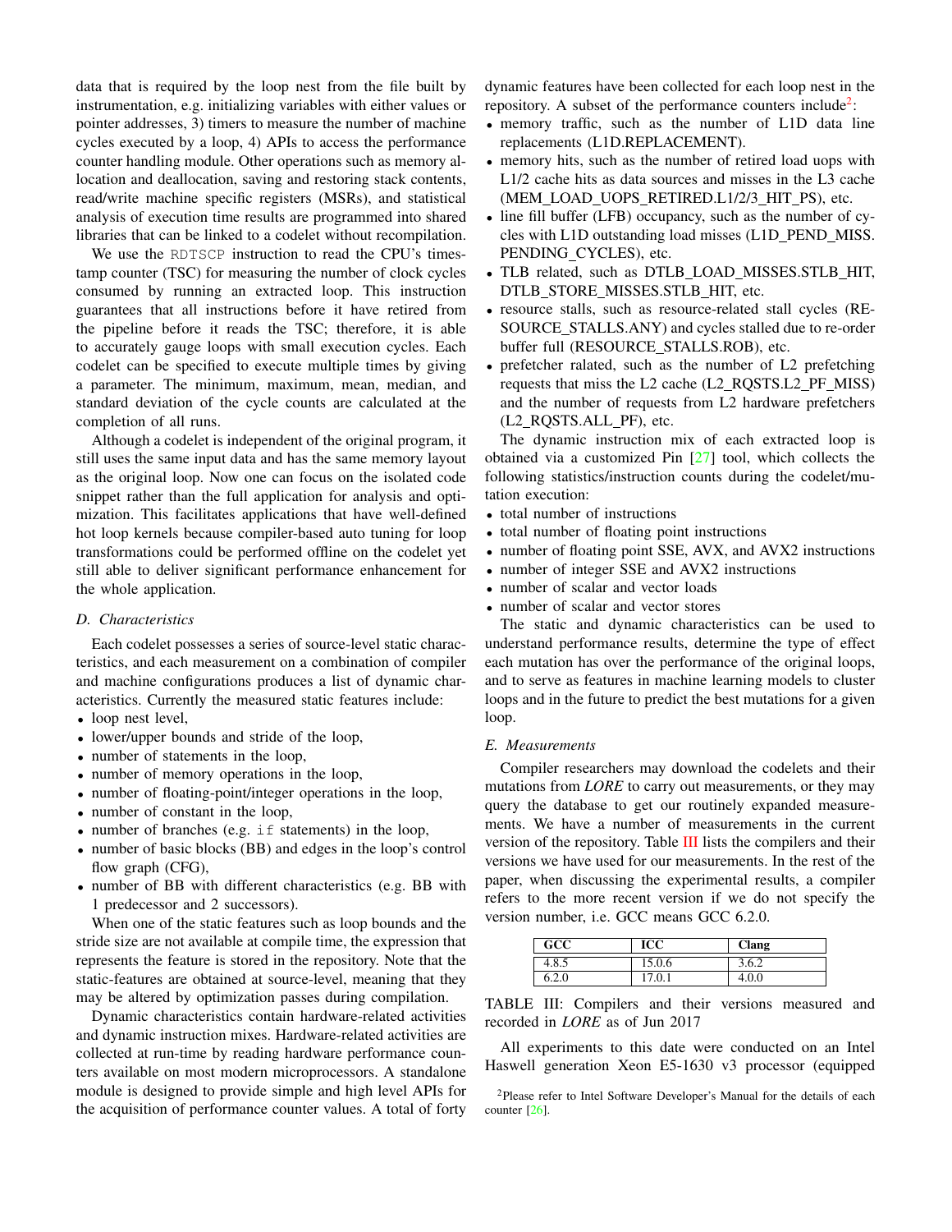data that is required by the loop nest from the file built by instrumentation, e.g. initializing variables with either values or pointer addresses, 3) timers to measure the number of machine cycles executed by a loop, 4) APIs to access the performance counter handling module. Other operations such as memory allocation and deallocation, saving and restoring stack contents, read/write machine specific registers (MSRs), and statistical analysis of execution time results are programmed into shared libraries that can be linked to a codelet without recompilation.

We use the `RDTSCP` instruction to read the CPU's timestamp counter (TSC) for measuring the number of clock cycles consumed by running an extracted loop. This instruction guarantees that all instructions before it have retired from the pipeline before it reads the TSC; therefore, it is able to accurately gauge loops with small execution cycles. Each codelet can be specified to execute multiple times by giving a parameter. The minimum, maximum, mean, median, and standard deviation of the cycle counts are calculated at the completion of all runs.

Although a codelet is independent of the original program, it still uses the same input data and has the same memory layout as the original loop. Now one can focus on the isolated code snippet rather than the full application for analysis and optimization. This facilitates applications that have well-defined hot loop kernels because compiler-based auto tuning for loop transformations could be performed offline on the codelet yet still able to deliver significant performance enhancement for the whole application.

### D. Characteristics

Each codelet possesses a series of source-level static characteristics, and each measurement on a combination of compiler and machine configurations produces a list of dynamic characteristics. Currently the measured static features include:

- loop nest level,
- lower/upper bounds and stride of the loop,
- number of statements in the loop,
- number of memory operations in the loop,
- number of floating-point/integer operations in the loop,
- number of constant in the loop,
- number of branches (e.g. `if` statements) in the loop,
- number of basic blocks (BB) and edges in the loop's control flow graph (CFG),
- number of BB with different characteristics (e.g. BB with 1 predecessor and 2 successors).

When one of the static features such as loop bounds and the stride size are not available at compile time, the expression that represents the feature is stored in the repository. Note that the static-features are obtained at source-level, meaning that they may be altered by optimization passes during compilation.

Dynamic characteristics contain hardware-related activities and dynamic instruction mixes. Hardware-related activities are collected at run-time by reading hardware performance counters available on most modern microprocessors. A standalone module is designed to provide simple and high level APIs for the acquisition of performance counter values. A total of forty dynamic features have been collected for each loop nest in the repository. A subset of the performance counters include[2]:

- memory traffic, such as the number of L1D data line replacements (L1D.REPLACEMENT).
- memory hits, such as the number of retired load uops with L1/2 cache hits as data sources and misses in the L3 cache (MEM_LOAD_UOPS_RETIRED.L1/2/3_HIT_PS), etc.
- line fill buffer (LFB) occupancy, such as the number of cycles with L1D outstanding load misses (L1D_PEND_MISS. PENDING_CYCLES), etc.
- TLB related, such as DTLB_LOAD_MISSES.STLB_HIT, DTLB_STORE_MISSES.STLB_HIT, etc.
- resource stalls, such as resource-related stall cycles (RESOURCE_STALLS.ANY) and cycles stalled due to re-order buffer full (RESOURCE_STALLS.ROB), etc.
- prefetcher ralated, such as the number of L2 prefetching requests that miss the L2 cache (L2_RQSTS.L2_PF_MISS) and the number of requests from L2 hardware prefetchers (L2_RQSTS.ALL_PF), etc.

The dynamic instruction mix of each extracted loop is obtained via a customized Pin [27] tool, which collects the following statistics/instruction counts during the codelet/mutation execution:

- total number of instructions
- total number of floating point instructions
- number of floating point SSE, AVX, and AVX2 instructions
- number of integer SSE and AVX2 instructions
- number of scalar and vector loads
- number of scalar and vector stores

The static and dynamic characteristics can be used to understand performance results, determine the type of effect each mutation has over the performance of the original loops, and to serve as features in machine learning models to cluster loops and in the future to predict the best mutations for a given loop.

### E. Measurements

Compiler researchers may download the codelets and their mutations from *LORE* to carry out measurements, or they may query the database to get our routinely expanded measurements. We have a number of measurements in the current version of the repository. Table III lists the compilers and their versions we have used for our measurements. In the rest of the paper, when discussing the experimental results, a compiler refers to the more recent version if we do not specify the version number, i.e. GCC means GCC 6.2.0.

| GCC | ICC | Clang |
|---|---|---|
| 4.8.5 | 15.0.6 | 3.6.2 |
| 6.2.0 | 17.0.1 | 4.0.0 |

TABLE III: Compilers and their versions measured and recorded in *LORE* as of Jun 2017

All experiments to this date were conducted on an Intel Haswell generation Xeon E5-1630 v3 processor (equipped

[2] Please refer to Intel Software Developer's Manual for the details of each counter [26].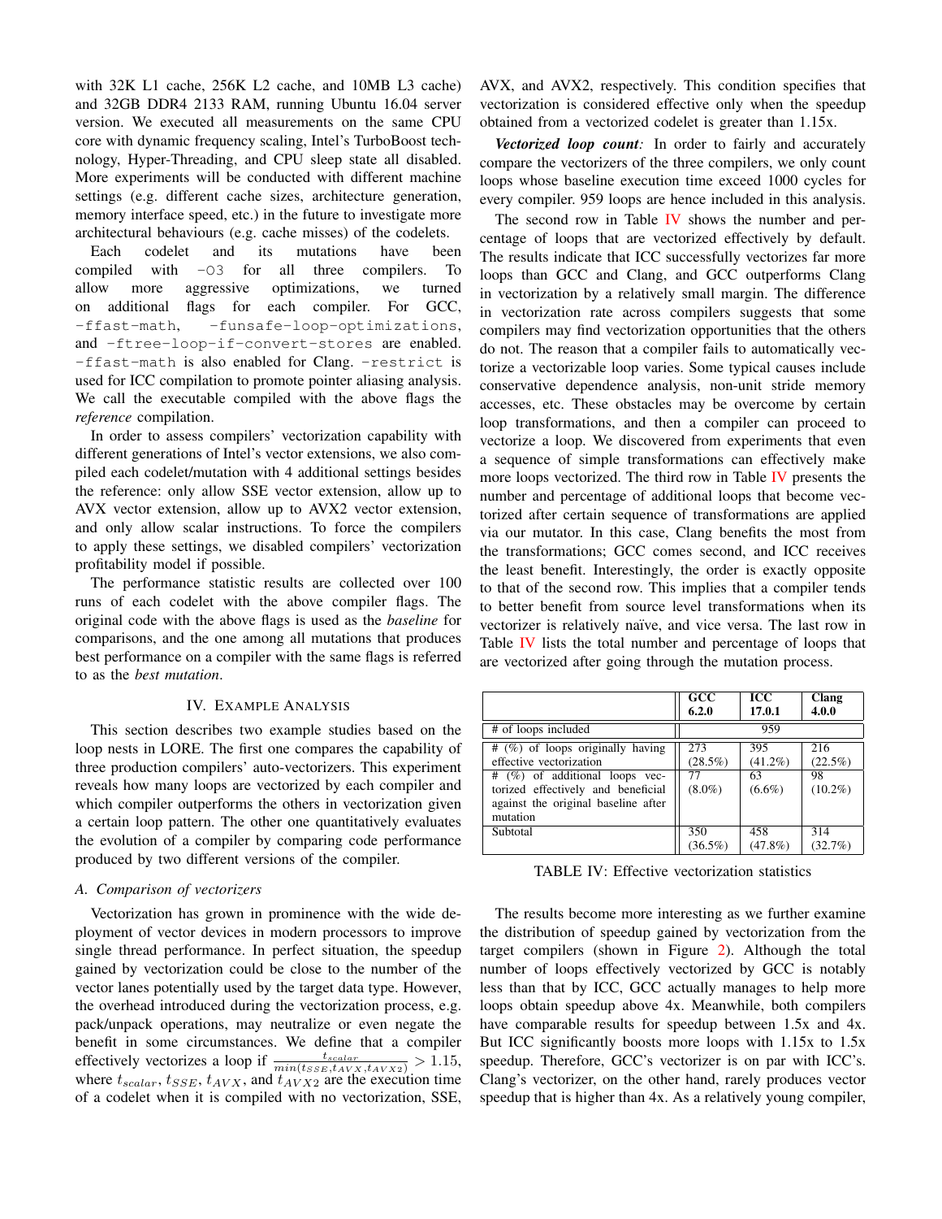with 32K L1 cache, 256K L2 cache, and 10MB L3 cache) and 32GB DDR4 2133 RAM, running Ubuntu 16.04 server version. We executed all measurements on the same CPU core with dynamic frequency scaling, Intel's TurboBoost technology, Hyper-Threading, and CPU sleep state all disabled. More experiments will be conducted with different machine settings (e.g. different cache sizes, architecture generation, memory interface speed, etc.) in the future to investigate more architectural behaviours (e.g. cache misses) of the codelets.

Each codelet and its mutations have been compiled with `-O3` for all three compilers. To allow more aggressive optimizations, we turned on additional flags for each compiler. For GCC, `-ffast-math`, `-funsafe-loop-optimizations`, and `-ftree-loop-if-convert-stores` are enabled. `-ffast-math` is also enabled for Clang. `-restrict` is used for ICC compilation to promote pointer aliasing analysis. We call the executable compiled with the above flags the *reference* compilation.

In order to assess compilers' vectorization capability with different generations of Intel's vector extensions, we also compiled each codelet/mutation with 4 additional settings besides the reference: only allow SSE vector extension, allow up to AVX vector extension, allow up to AVX2 vector extension, and only allow scalar instructions. To force the compilers to apply these settings, we disabled compilers' vectorization profitability model if possible.

The performance statistic results are collected over 100 runs of each codelet with the above compiler flags. The original code with the above flags is used as the *baseline* for comparisons, and the one among all mutations that produces best performance on a compiler with the same flags is referred to as the *best mutation*.

## IV. Example Analysis

This section describes two example studies based on the loop nests in LORE. The first one compares the capability of three production compilers' auto-vectorizers. This experiment reveals how many loops are vectorized by each compiler and which compiler outperforms the others in vectorization given a certain loop pattern. The other one quantitatively evaluates the evolution of a compiler by comparing code performance produced by two different versions of the compiler.

### A. Comparison of vectorizers

Vectorization has grown in prominence with the wide deployment of vector devices in modern processors to improve single thread performance. In perfect situation, the speedup gained by vectorization could be close to the number of the vector lanes potentially used by the target data type. However, the overhead introduced during the vectorization process, e.g. pack/unpack operations, may neutralize or even negate the benefit in some circumstances. We define that a compiler effectively vectorizes a loop if $\frac{t_{scalar}}{min(t_{SSE}, t_{AVX}, t_{AVX2})} > 1.15$, where $t_{scalar}$, $t_{SSE}$, $t_{AVX}$, and $t_{AVX2}$ are the execution time of a codelet when it is compiled with no vectorization, SSE, AVX, and AVX2, respectively. This condition specifies that vectorization is considered effective only when the speedup obtained from a vectorized codelet is greater than 1.15x.

***Vectorized loop count:*** In order to fairly and accurately compare the vectorizers of the three compilers, we only count loops whose baseline execution time exceed 1000 cycles for every compiler. 959 loops are hence included in this analysis.

The second row in Table IV shows the number and percentage of loops that are vectorized effectively by default. The results indicate that ICC successfully vectorizes far more loops than GCC and Clang, and GCC outperforms Clang in vectorization by a relatively small margin. The difference in vectorization rate across compilers suggests that some compilers may find vectorization opportunities that the others do not. The reason that a compiler fails to automatically vectorize a vectorizable loop varies. Some typical causes include conservative dependence analysis, non-unit stride memory accesses, etc. These obstacles may be overcome by certain loop transformations, and then a compiler can proceed to vectorize a loop. We discovered from experiments that even a sequence of simple transformations can effectively make more loops vectorized. The third row in Table IV presents the number and percentage of additional loops that become vectorized after certain sequence of transformations are applied via our mutator. In this case, Clang benefits the most from the transformations; GCC comes second, and ICC receives the least benefit. Interestingly, the order is exactly opposite to that of the second row. This implies that a compiler tends to better benefit from source level transformations when its vectorizer is relatively naïve, and vice versa. The last row in Table IV lists the total number and percentage of loops that are vectorized after going through the mutation process.

| | **GCC 6.2.0** | **ICC 17.0.1** | **Clang 4.0.0** |
|---|---|---|---|
| # of loops included | 959 | | |
| # (%) of loops originally having effective vectorization | 273 (28.5%) | 395 (41.2%) | 216 (22.5%) |
| # (%) of additional loops vectorized effectively and beneficial against the original baseline after mutation | 77 (8.0%) | 63 (6.6%) | 98 (10.2%) |
| Subtotal | 350 (36.5%) | 458 (47.8%) | 314 (32.7%) |

TABLE IV: Effective vectorization statistics

The results become more interesting as we further examine the distribution of speedup gained by vectorization from the target compilers (shown in Figure 2). Although the total number of loops effectively vectorized by GCC is notably less than that by ICC, GCC actually manages to help more loops obtain speedup above 4x. Meanwhile, both compilers have comparable results for speedup between 1.5x and 4x. But ICC significantly boosts more loops with 1.15x to 1.5x speedup. Therefore, GCC's vectorizer is on par with ICC's. Clang's vectorizer, on the other hand, rarely produces vector speedup that is higher than 4x. As a relatively young compiler,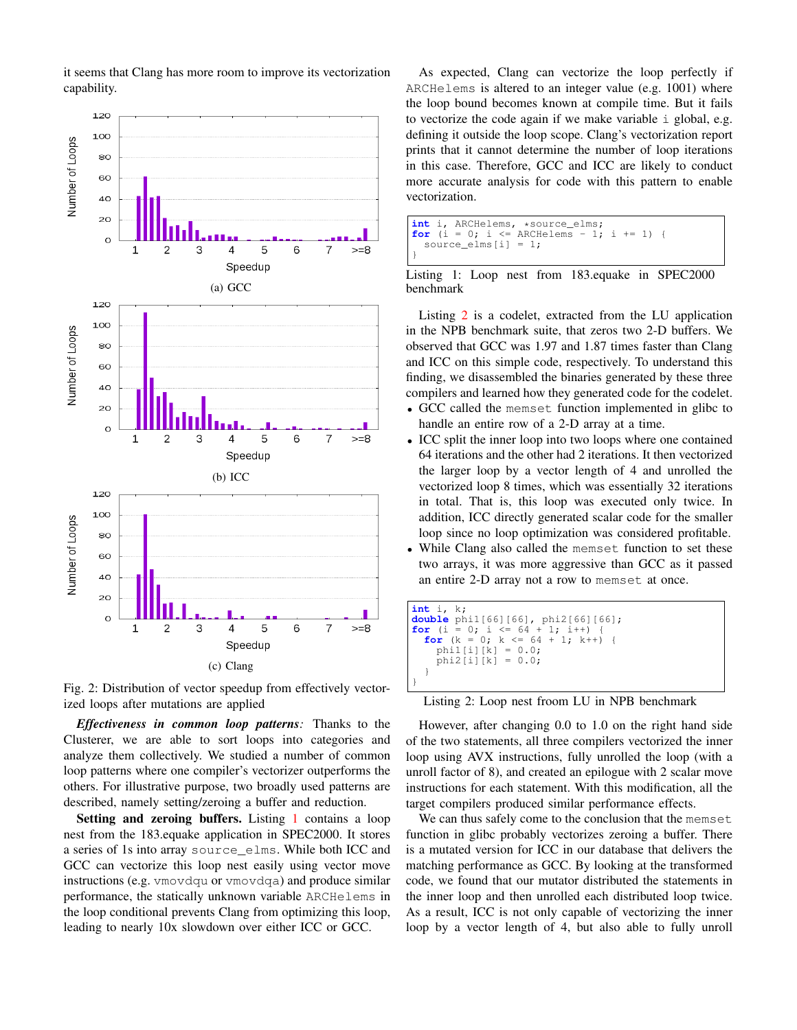it seems that Clang has more room to improve its vectorization capability.

(a) GCC

(b) ICC

(c) Clang

Fig. 2: Distribution of vector speedup from effectively vectorized loops after mutations are applied

***Effectiveness in common loop patterns:*** Thanks to the Clusterer, we are able to sort loops into categories and analyze them collectively. We studied a number of common loop patterns where one compiler's vectorizer outperforms the others. For illustrative purpose, two broadly used patterns are described, namely setting/zeroing a buffer and reduction.

**Setting and zeroing buffers.** Listing 1 contains a loop nest from the 183.equake application in SPEC2000. It stores a series of 1s into array `source_elms`. While both ICC and GCC can vectorize this loop nest easily using vector move instructions (e.g. `vmovdqu` or `vmovdqa`) and produce similar performance, the statically unknown variable `ARCHelems` in the loop conditional prevents Clang from optimizing this loop, leading to nearly 10x slowdown over either ICC or GCC.

As expected, Clang can vectorize the loop perfectly if `ARCHelems` is altered to an integer value (e.g. 1001) where the loop bound becomes known at compile time. But it fails to vectorize the code again if we make variable `i` global, e.g. defining it outside the loop scope. Clang's vectorization report prints that it cannot determine the number of loop iterations in this case. Therefore, GCC and ICC are likely to conduct more accurate analysis for code with this pattern to enable vectorization.

```
int i, ARCHelems, *source_elms;
for (i = 0; i <= ARCHelems - 1; i += 1) {
  source_elms[i] = 1;
}
```

Listing 1: Loop nest from 183.equake in SPEC2000 benchmark

Listing 2 is a codelet, extracted from the LU application in the NPB benchmark suite, that zeros two 2-D buffers. We observed that GCC was 1.97 and 1.87 times faster than Clang and ICC on this simple code, respectively. To understand this finding, we disassembled the binaries generated by these three compilers and learned how they generated code for the codelet.

- GCC called the `memset` function implemented in glibc to handle an entire row of a 2-D array at a time.
- ICC split the inner loop into two loops where one contained 64 iterations and the other had 2 iterations. It then vectorized the larger loop by a vector length of 4 and unrolled the vectorized loop 8 times, which was essentially 32 iterations in total. That is, this loop was executed only twice. In addition, ICC directly generated scalar code for the smaller loop since no loop optimization was considered profitable.
- While Clang also called the `memset` function to set these two arrays, it was more aggressive than GCC as it passed an entire 2-D array not a row to `memset` at once.

```
int i, k;
double phi1[66][66], phi2[66][66];
for (i = 0; i <= 64 + 1; i++) {
  for (k = 0; k <= 64 + 1; k++) {
    phi1[i][k] = 0.0;
    phi2[i][k] = 0.0;
  }
}
```

Listing 2: Loop nest froom LU in NPB benchmark

However, after changing 0.0 to 1.0 on the right hand side of the two statements, all three compilers vectorized the inner loop using AVX instructions, fully unrolled the loop (with a unroll factor of 8), and created an epilogue with 2 scalar move instructions for each statement. With this modification, all the target compilers produced similar performance effects.

We can thus safely come to the conclusion that the `memset` function in glibc probably vectorizes zeroing a buffer. There is a mutated version for ICC in our database that delivers the matching performance as GCC. By looking at the transformed code, we found that our mutator distributed the statements in the inner loop and then unrolled each distributed loop twice. As a result, ICC is not only capable of vectorizing the inner loop by a vector length of 4, but also able to fully unroll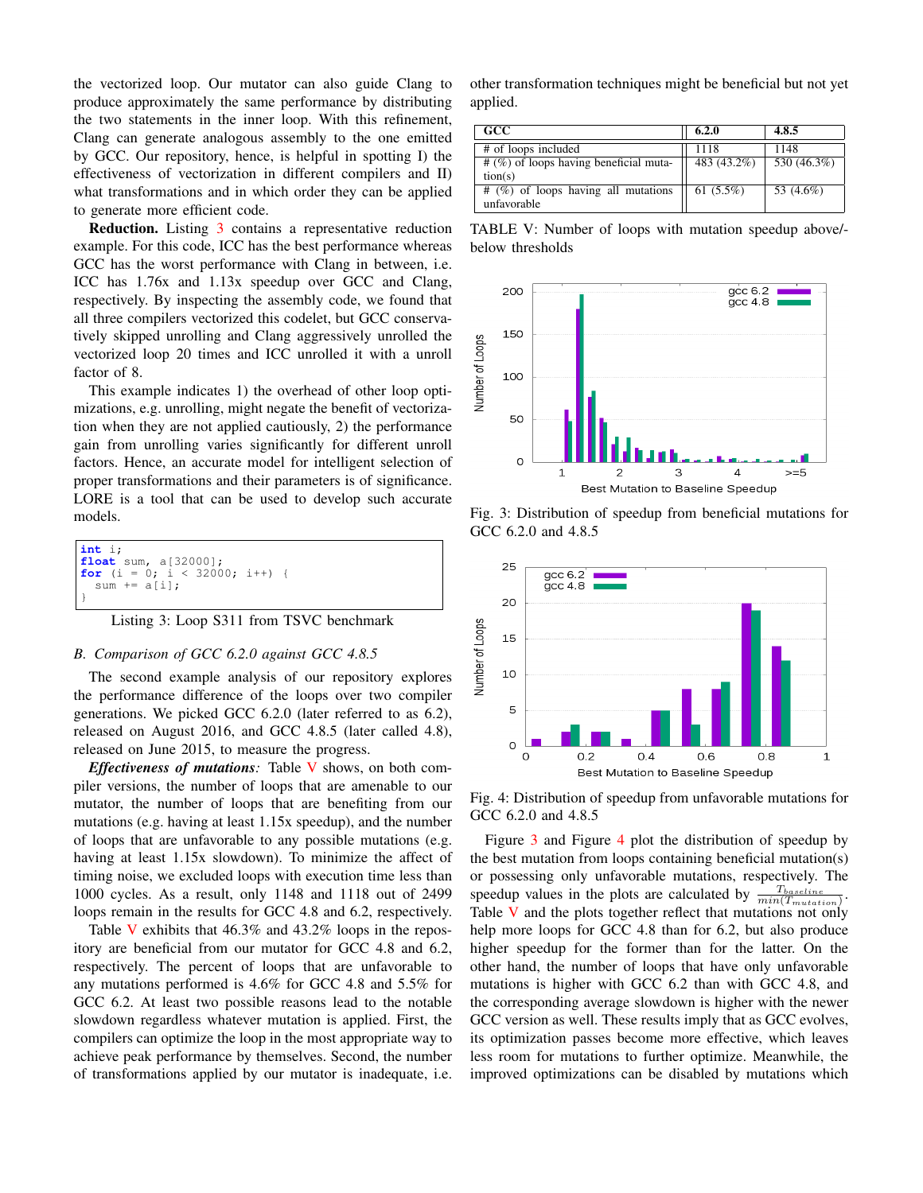the vectorized loop. Our mutator can also guide Clang to produce approximately the same performance by distributing the two statements in the inner loop. With this refinement, Clang can generate analogous assembly to the one emitted by GCC. Our repository, hence, is helpful in spotting I) the effectiveness of vectorization in different compilers and II) what transformations and in which order they can be applied to generate more efficient code.

**Reduction.** Listing 3 contains a representative reduction example. For this code, ICC has the best performance whereas GCC has the worst performance with Clang in between, i.e. ICC has 1.76x and 1.13x speedup over GCC and Clang, respectively. By inspecting the assembly code, we found that all three compilers vectorized this codelet, but GCC conservatively skipped unrolling and Clang aggressively unrolled the vectorized loop 20 times and ICC unrolled it with a unroll factor of 8.

This example indicates 1) the overhead of other loop optimizations, e.g. unrolling, might negate the benefit of vectorization when they are not applied cautiously, 2) the performance gain from unrolling varies significantly for different unroll factors. Hence, an accurate model for intelligent selection of proper transformations and their parameters is of significance. LORE is a tool that can be used to develop such accurate models.

```
int i;
float sum, a[32000];
for (i = 0; i < 32000; i++) {
  sum += a[i];
}
```

Listing 3: Loop S311 from TSVC benchmark

### *B. Comparison of GCC 6.2.0 against GCC 4.8.5*

The second example analysis of our repository explores the performance difference of the loops over two compiler generations. We picked GCC 6.2.0 (later referred to as 6.2), released on August 2016, and GCC 4.8.5 (later called 4.8), released on June 2015, to measure the progress.

***Effectiveness of mutations:*** Table V shows, on both compiler versions, the number of loops that are amenable to our mutator, the number of loops that are benefiting from our mutations (e.g. having at least 1.15x speedup), and the number of loops that are unfavorable to any possible mutations (e.g. having at least 1.15x slowdown). To minimize the affect of timing noise, we excluded loops with execution time less than 1000 cycles. As a result, only 1148 and 1118 out of 2499 loops remain in the results for GCC 4.8 and 6.2, respectively.

Table V exhibits that 46.3% and 43.2% loops in the repository are beneficial from our mutator for GCC 4.8 and 6.2, respectively. The percent of loops that are unfavorable to any mutations performed is 4.6% for GCC 4.8 and 5.5% for GCC 6.2. At least two possible reasons lead to the notable slowdown regardless whatever mutation is applied. First, the compilers can optimize the loop in the most appropriate way to achieve peak performance by themselves. Second, the number of transformations applied by our mutator is inadequate, i.e. other transformation techniques might be beneficial but not yet applied.

| GCC | 6.2.0 | 4.8.5 |
|---|---|---|
| # of loops included | 1118 | 1148 |
| # (%) of loops having beneficial mutation(s) | 483 (43.2%) | 530 (46.3%) |
| # (%) of loops having all mutations unfavorable | 61 (5.5%) | 53 (4.6%) |

TABLE V: Number of loops with mutation speedup above/below thresholds

Fig. 3: Distribution of speedup from beneficial mutations for GCC 6.2.0 and 4.8.5

Fig. 4: Distribution of speedup from unfavorable mutations for GCC 6.2.0 and 4.8.5

Figure 3 and Figure 4 plot the distribution of speedup by the best mutation from loops containing beneficial mutation(s) or possessing only unfavorable mutations, respectively. The speedup values in the plots are calculated by $\frac{T_{baseline}}{min(T_{mutation})}$. Table V and the plots together reflect that mutations not only help more loops for GCC 4.8 than for 6.2, but also produce higher speedup for the former than for the latter. On the other hand, the number of loops that have only unfavorable mutations is higher with GCC 6.2 than with GCC 4.8, and the corresponding average slowdown is higher with the newer GCC version as well. These results imply that as GCC evolves, its optimization passes become more effective, which leaves less room for mutations to further optimize. Meanwhile, the improved optimizations can be disabled by mutations which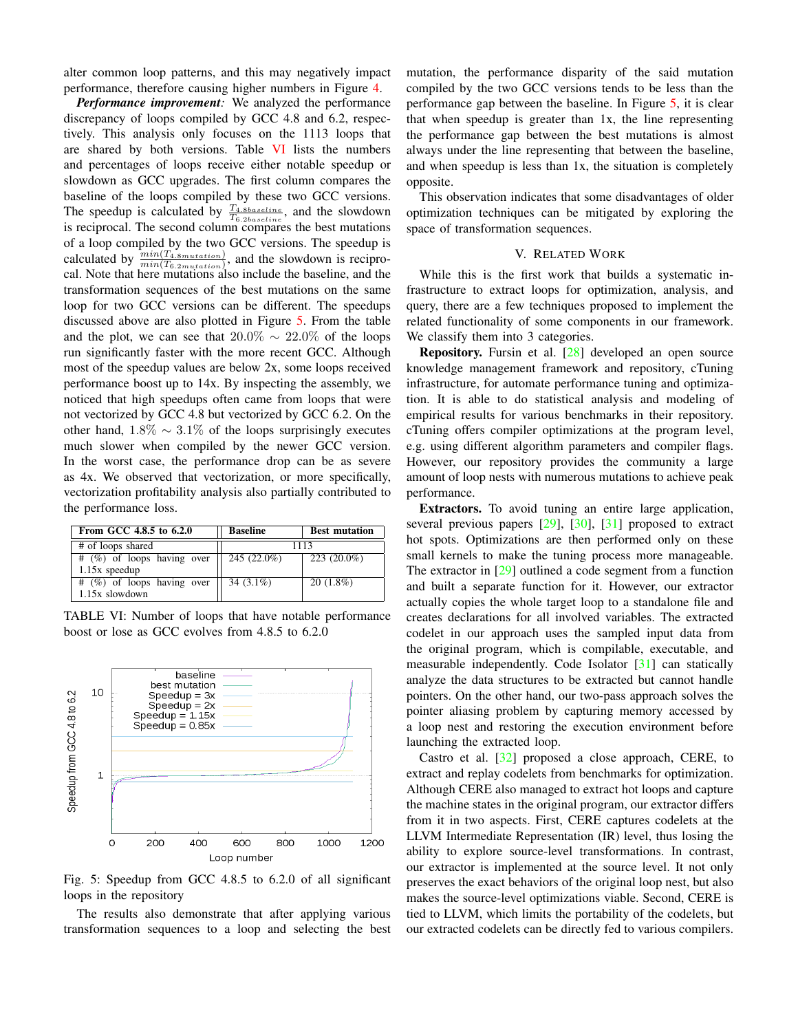alter common loop patterns, and this may negatively impact performance, therefore causing higher numbers in Figure 4.

***Performance improvement:*** We analyzed the performance discrepancy of loops compiled by GCC 4.8 and 6.2, respectively. This analysis only focuses on the 1113 loops that are shared by both versions. Table VI lists the numbers and percentages of loops receive either notable speedup or slowdown as GCC upgrades. The first column compares the baseline of the loops compiled by these two GCC versions. The speedup is calculated by $\frac{T_{4.8baseline}}{T_{6.2baseline}}$, and the slowdown is reciprocal. The second column compares the best mutations of a loop compiled by the two GCC versions. The speedup is calculated by $\frac{min(T_{4.8mutation})}{min(T_{6.2mutation})}$, and the slowdown is reciprocal. Note that here mutations also include the baseline, and the transformation sequences of the best mutations on the same loop for two GCC versions can be different. The speedups discussed above are also plotted in Figure 5. From the table and the plot, we can see that $20.0\% \sim 22.0\%$ of the loops run significantly faster with the more recent GCC. Although most of the speedup values are below 2x, some loops received performance boost up to 14x. By inspecting the assembly, we noticed that high speedups often came from loops that were not vectorized by GCC 4.8 but vectorized by GCC 6.2. On the other hand, $1.8\% \sim 3.1\%$ of the loops surprisingly executes much slower when compiled by the newer GCC version. In the worst case, the performance drop can be as severe as 4x. We observed that vectorization, or more specifically, vectorization profitability analysis also partially contributed to the performance loss.

| From GCC 4.8.5 to 6.2.0 | Baseline | Best mutation |
|---|---|---|
| # of loops shared | 1113 | |
| # (%) of loops having over 1.15x speedup | 245 (22.0%) | 223 (20.0%) |
| # (%) of loops having over 1.15x slowdown | 34 (3.1%) | 20 (1.8%) |

TABLE VI: Number of loops that have notable performance boost or lose as GCC evolves from 4.8.5 to 6.2.0

Fig. 5: Speedup from GCC 4.8.5 to 6.2.0 of all significant loops in the repository

The results also demonstrate that after applying various transformation sequences to a loop and selecting the best mutation, the performance disparity of the said mutation compiled by the two GCC versions tends to be less than the performance gap between the baseline. In Figure 5, it is clear that when speedup is greater than 1x, the line representing the performance gap between the best mutations is almost always under the line representing that between the baseline, and when speedup is less than 1x, the situation is completely opposite.

This observation indicates that some disadvantages of older optimization techniques can be mitigated by exploring the space of transformation sequences.

## V. Related Work

While this is the first work that builds a systematic infrastructure to extract loops for optimization, analysis, and query, there are a few techniques proposed to implement the related functionality of some components in our framework. We classify them into 3 categories.

**Repository.** Fursin et al. [28] developed an open source knowledge management framework and repository, cTuning infrastructure, for automate performance tuning and optimization. It is able to do statistical analysis and modeling of empirical results for various benchmarks in their repository. cTuning offers compiler optimizations at the program level, e.g. using different algorithm parameters and compiler flags. However, our repository provides the community a large amount of loop nests with numerous mutations to achieve peak performance.

**Extractors.** To avoid tuning an entire large application, several previous papers [29], [30], [31] proposed to extract hot spots. Optimizations are then performed only on these small kernels to make the tuning process more manageable. The extractor in [29] outlined a code segment from a function and built a separate function for it. However, our extractor actually copies the whole target loop to a standalone file and creates declarations for all involved variables. The extracted codelet in our approach uses the sampled input data from the original program, which is compilable, executable, and measurable independently. Code Isolator [31] can statically analyze the data structures to be extracted but cannot handle pointers. On the other hand, our two-pass approach solves the pointer aliasing problem by capturing memory accessed by a loop nest and restoring the execution environment before launching the extracted loop.

Castro et al. [32] proposed a close approach, CERE, to extract and replay codelets from benchmarks for optimization. Although CERE also managed to extract hot loops and capture the machine states in the original program, our extractor differs from it in two aspects. First, CERE captures codelets at the LLVM Intermediate Representation (IR) level, thus losing the ability to explore source-level transformations. In contrast, our extractor is implemented at the source level. It not only preserves the exact behaviors of the original loop nest, but also makes the source-level optimizations viable. Second, CERE is tied to LLVM, which limits the portability of the codelets, but our extracted codelets can be directly fed to various compilers.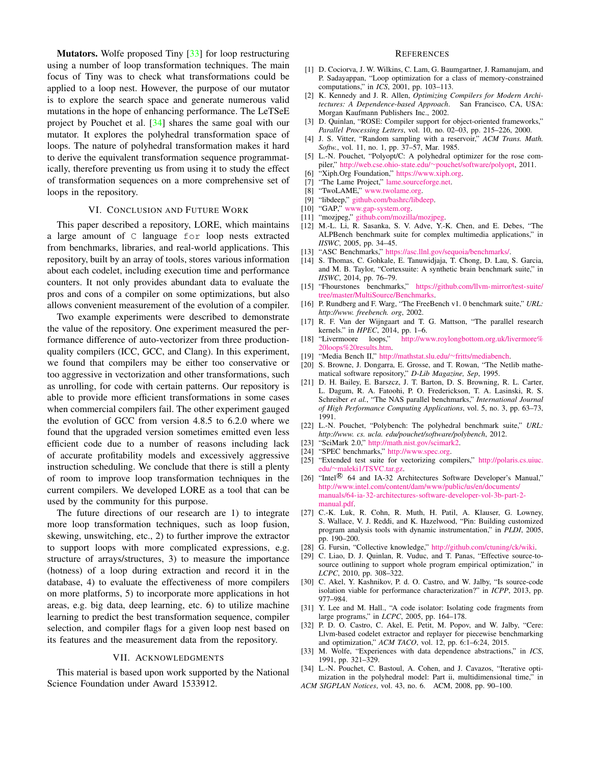**Mutators.** Wolfe proposed Tiny [33] for loop restructuring using a number of loop transformation techniques. The main focus of Tiny was to check what transformations could be applied to a loop nest. However, the purpose of our mutator is to explore the search space and generate numerous valid mutations in the hope of enhancing performance. The LeTSeE project by Pouchet et al. [34] shares the same goal with our mutator. It explores the polyhedral transformation space of loops. The nature of polyhedral transformation makes it hard to derive the equivalent transformation sequence programmatically, therefore preventing us from using it to study the effect of transformation sequences on a more comprehensive set of loops in the repository.

## VI. Conclusion and Future Work

This paper described a repository, LORE, which maintains a large amount of `C` language `for` loop nests extracted from benchmarks, libraries, and real-world applications. This repository, built by an array of tools, stores various information about each codelet, including execution time and performance counters. It not only provides abundant data to evaluate the pros and cons of a compiler on some optimizations, but also allows convenient measurement of the evolution of a compiler.

Two example experiments were described to demonstrate the value of the repository. One experiment measured the performance difference of auto-vectorizer from three production-quality compilers (ICC, GCC, and Clang). In this experiment, we found that compilers may be either too conservative or too aggressive in vectorization and other transformations, such as unrolling, for code with certain patterns. Our repository is able to provide more efficient transformations in some cases when commercial compilers fail. The other experiment gauged the evolution of GCC from version 4.8.5 to 6.2.0 where we found that the upgraded version sometimes emitted even less efficient code due to a number of reasons including lack of accurate profitability models and excessively aggressive instruction scheduling. We conclude that there is still a plenty of room to improve loop transformation techniques in the current compilers. We developed LORE as a tool that can be used by the community for this purpose.

The future directions of our research are 1) to integrate more loop transformation techniques, such as loop fusion, skewing, unswitching, etc., 2) to further improve the extractor to support loops with more complicated expressions, e.g. structure of arrays/structures, 3) to measure the importance (hotness) of a loop during extraction and record it in the database, 4) to evaluate the effectiveness of more compilers on more platforms, 5) to incorporate more applications in hot areas, e.g. big data, deep learning, etc. 6) to utilize machine learning to predict the best transformation sequence, compiler selection, and compiler flags for a given loop nest based on its features and the measurement data from the repository.

## VII. Acknowledgments

This material is based upon work supported by the National Science Foundation under Award 1533912.

## References

[1] D. Cociorva, J. W. Wilkins, C. Lam, G. Baumgartner, J. Ramanujam, and P. Sadayappan, "Loop optimization for a class of memory-constrained computations," in *ICS*, 2001, pp. 103–113.

[2] K. Kennedy and J. R. Allen, *Optimizing Compilers for Modern Architectures: A Dependence-based Approach*. San Francisco, CA, USA: Morgan Kaufmann Publishers Inc., 2002.

[3] D. Quinlan, "ROSE: Compiler support for object-oriented frameworks," *Parallel Processing Letters*, vol. 10, no. 02–03, pp. 215–226, 2000.

[4] J. S. Vitter, "Random sampling with a reservoir," *ACM Trans. Math. Softw.*, vol. 11, no. 1, pp. 37–57, Mar. 1985.

[5] L.-N. Pouchet, "Polyopt/C: A polyhedral optimizer for the rose compiler," http://web.cse.ohio-state.edu/~pouchet/software/polyopt, 2011.

[6] "Xiph.Org Foundation," https://www.xiph.org.

[7] "The Lame Project," lame.sourceforge.net.

[8] "TwoLAME," www.twolame.org.

[9] "libdeep," github.com/bashrc/libdeep.

[10] "GAP," www.gap-system.org.

[11] "mozjpeg," github.com/mozilla/mozjpeg.

[12] M.-L. Li, R. Sasanka, S. V. Adve, Y.-K. Chen, and E. Debes, "The ALPBench benchmark suite for complex multimedia applications," in *IISWC*, 2005, pp. 34–45.

[13] "ASC Benchmarks," https://asc.llnl.gov/sequoia/benchmarks/.

[14] S. Thomas, C. Gohkale, E. Tanuwidjaja, T. Chong, D. Lau, S. Garcia, and M. B. Taylor, "Cortexsuite: A synthetic brain benchmark suite," in *IISWC*, 2014, pp. 76–79.

[15] "Fhourstones benchmarks," https://github.com/llvm-mirror/test-suite/tree/master/MultiSource/Benchmarks.

[16] P. Rundberg and F. Warg, "The FreeBench v1. 0 benchmark suite," *URL: http://www. freebench. org*, 2002.

[17] R. F. Van der Wijngaart and T. G. Mattson, "The parallel research kernels." in *HPEC*, 2014, pp. 1–6.

[18] "Livermoore loops," http://www.roylongbottom.org.uk/livermore%20loops%20results.htm.

[19] "Media Bench II," http://mathstat.slu.edu/~fritts/mediabench.

[20] S. Browne, J. Dongarra, E. Grosse, and T. Rowan, "The Netlib mathematical software repository," *D-Lib Magazine, Sep*, 1995.

[21] D. H. Bailey, E. Barszcz, J. T. Barton, D. S. Browning, R. L. Carter, L. Dagum, R. A. Fatoohi, P. O. Frederickson, T. A. Lasinski, R. S. Schreiber *et al.*, "The NAS parallel benchmarks," *International Journal of High Performance Computing Applications*, vol. 5, no. 3, pp. 63–73, 1991.

[22] L.-N. Pouchet, "Polybench: The polyhedral benchmark suite," *URL: http://www. cs. ucla. edu/pouchet/software/polybench*, 2012.

[23] "SciMark 2.0," http://math.nist.gov/scimark2.

[24] "SPEC benchmarks," http://www.spec.org.

[25] "Extended test suite for vectorizing compilers," http://polaris.cs.uiuc.edu/~maleki1/TSVC.tar.gz.

[26] "Intel® 64 and IA-32 Architectures Software Developer's Manual," http://www.intel.com/content/dam/www/public/us/en/documents/manuals/64-ia-32-architectures-software-developer-vol-3b-part-2-manual.pdf.

[27] C.-K. Luk, R. Cohn, R. Muth, H. Patil, A. Klauser, G. Lowney, S. Wallace, V. J. Reddi, and K. Hazelwood, "Pin: Building customized program analysis tools with dynamic instrumentation," in *PLDI*, 2005, pp. 190–200.

[28] G. Fursin, "Collective knowledge," http://github.com/ctuning/ck/wiki.

[29] C. Liao, D. J. Quinlan, R. Vuduc, and T. Panas, "Effective source-to-source outlining to support whole program empirical optimization," in *LCPC*, 2010, pp. 308–322.

[30] C. Akel, Y. Kashnikov, P. d. O. Castro, and W. Jalby, "Is source-code isolation viable for performance characterization?" in *ICPP*, 2013, pp. 977–984.

[31] Y. Lee and M. Hall., "A code isolator: Isolating code fragments from large programs," in *LCPC*, 2005, pp. 164–178.

[32] P. D. O. Castro, C. Akel, E. Petit, M. Popov, and W. Jalby, "Cere: Llvm-based codelet extractor and replayer for piecewise benchmarking and optimization," *ACM TACO*, vol. 12, pp. 6:1–6:24, 2015.

[33] M. Wolfe, "Experiences with data dependence abstractions," in *ICS*, 1991, pp. 321–329.

[34] L.-N. Pouchet, C. Bastoul, A. Cohen, and J. Cavazos, "Iterative optimization in the polyhedral model: Part ii, multidimensional time," in *ACM SIGPLAN Notices*, vol. 43, no. 6. ACM, 2008, pp. 90–100.